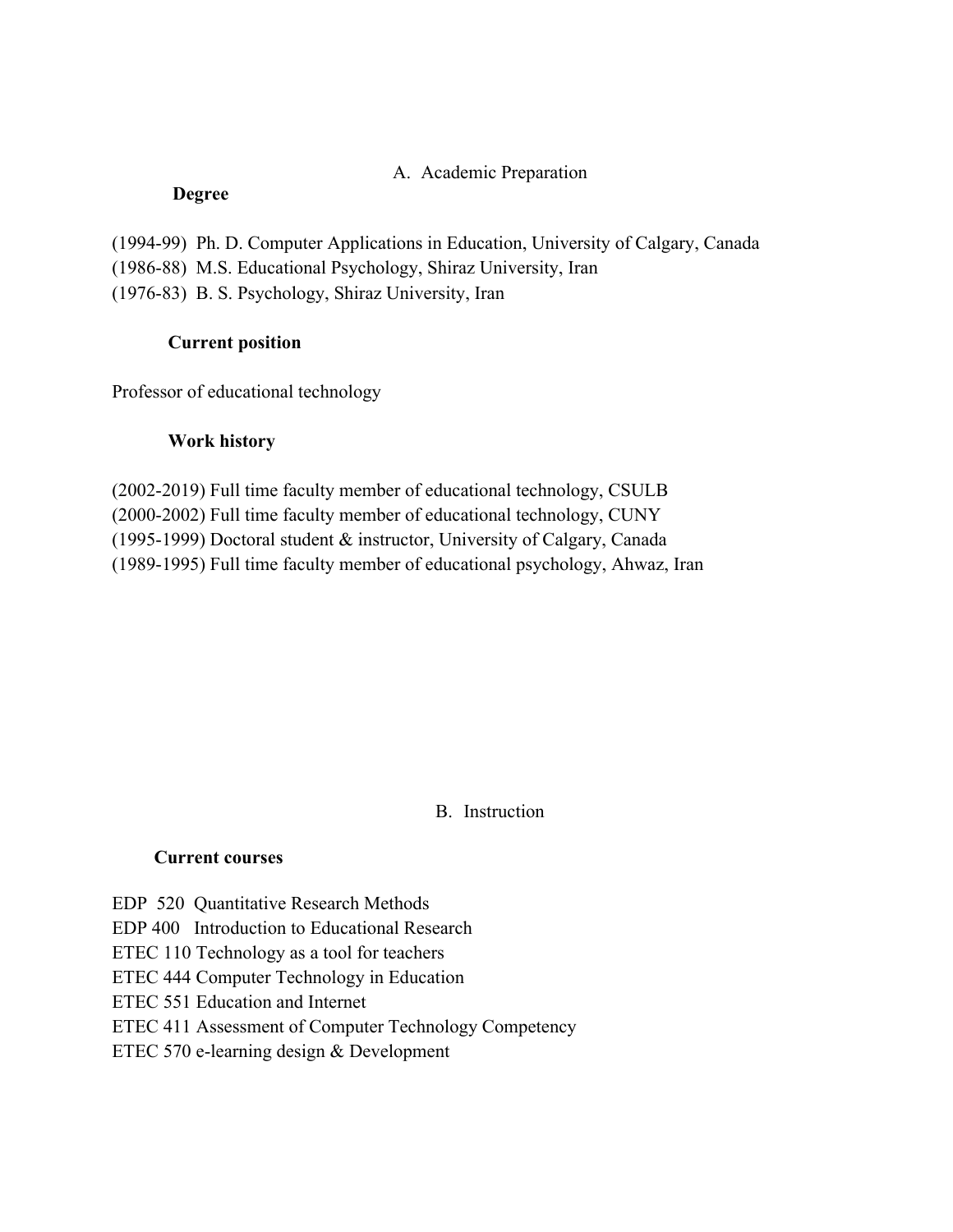## A. Academic Preparation

### Degree

(1994-99) Ph. D. Computer Applications in Education, University of Calgary, Canada
(1986-88) M.S. Educational Psychology, Shiraz University, Iran
(1976-83) B. S. Psychology, Shiraz University, Iran

### Current position

Professor of educational technology

### Work history

(2002-2019) Full time faculty member of educational technology, CSULB
(2000-2002) Full time faculty member of educational technology, CUNY
(1995-1999) Doctoral student & instructor, University of Calgary, Canada
(1989-1995) Full time faculty member of educational psychology, Ahwaz, Iran

## B. Instruction

### Current courses

EDP 520 Quantitative Research Methods
EDP 400 Introduction to Educational Research
ETEC 110 Technology as a tool for teachers
ETEC 444 Computer Technology in Education
ETEC 551 Education and Internet
ETEC 411 Assessment of Computer Technology Competency
ETEC 570 e-learning design & Development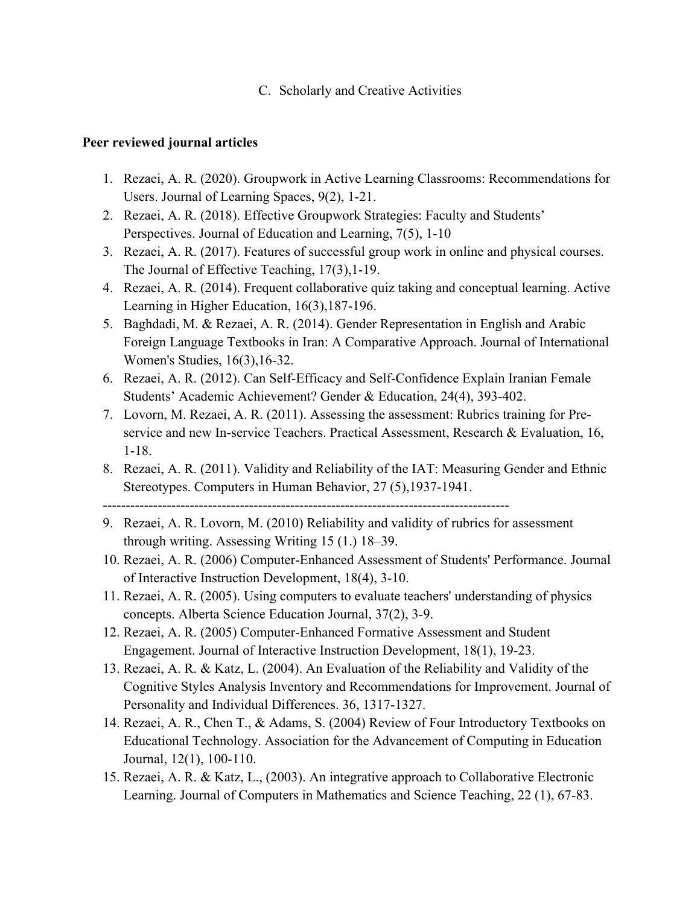C. Scholarly and Creative Activities

**Peer reviewed journal articles**

1. Rezaei, A. R. (2020). Groupwork in Active Learning Classrooms: Recommendations for Users. Journal of Learning Spaces, 9(2), 1-21.
2. Rezaei, A. R. (2018). Effective Groupwork Strategies: Faculty and Students' Perspectives. Journal of Education and Learning, 7(5), 1-10
3. Rezaei, A. R. (2017). Features of successful group work in online and physical courses. The Journal of Effective Teaching, 17(3),1-19.
4. Rezaei, A. R. (2014). Frequent collaborative quiz taking and conceptual learning. Active Learning in Higher Education, 16(3),187-196.
5. Baghdadi, M. & Rezaei, A. R. (2014). Gender Representation in English and Arabic Foreign Language Textbooks in Iran: A Comparative Approach. Journal of International Women's Studies, 16(3),16-32.
6. Rezaei, A. R. (2012). Can Self-Efficacy and Self-Confidence Explain Iranian Female Students' Academic Achievement? Gender & Education, 24(4), 393-402.
7. Lovorn, M. Rezaei, A. R. (2011). Assessing the assessment: Rubrics training for Pre-service and new In-service Teachers. Practical Assessment, Research & Evaluation, 16, 1-18.
8. Rezaei, A. R. (2011). Validity and Reliability of the IAT: Measuring Gender and Ethnic Stereotypes. Computers in Human Behavior, 27 (5),1937-1941.

------------------------------------------------------------------------------------------

9. Rezaei, A. R. Lovorn, M. (2010) Reliability and validity of rubrics for assessment through writing. Assessing Writing 15 (1.) 18–39.
10. Rezaei, A. R. (2006) Computer-Enhanced Assessment of Students' Performance. Journal of Interactive Instruction Development, 18(4), 3-10.
11. Rezaei, A. R. (2005). Using computers to evaluate teachers' understanding of physics concepts. Alberta Science Education Journal, 37(2), 3-9.
12. Rezaei, A. R. (2005) Computer-Enhanced Formative Assessment and Student Engagement. Journal of Interactive Instruction Development, 18(1), 19-23.
13. Rezaei, A. R. & Katz, L. (2004). An Evaluation of the Reliability and Validity of the Cognitive Styles Analysis Inventory and Recommendations for Improvement. Journal of Personality and Individual Differences. 36, 1317-1327.
14. Rezaei, A. R., Chen T., & Adams, S. (2004) Review of Four Introductory Textbooks on Educational Technology. Association for the Advancement of Computing in Education Journal, 12(1), 100-110.
15. Rezaei, A. R. & Katz, L., (2003). An integrative approach to Collaborative Electronic Learning. Journal of Computers in Mathematics and Science Teaching, 22 (1), 67-83.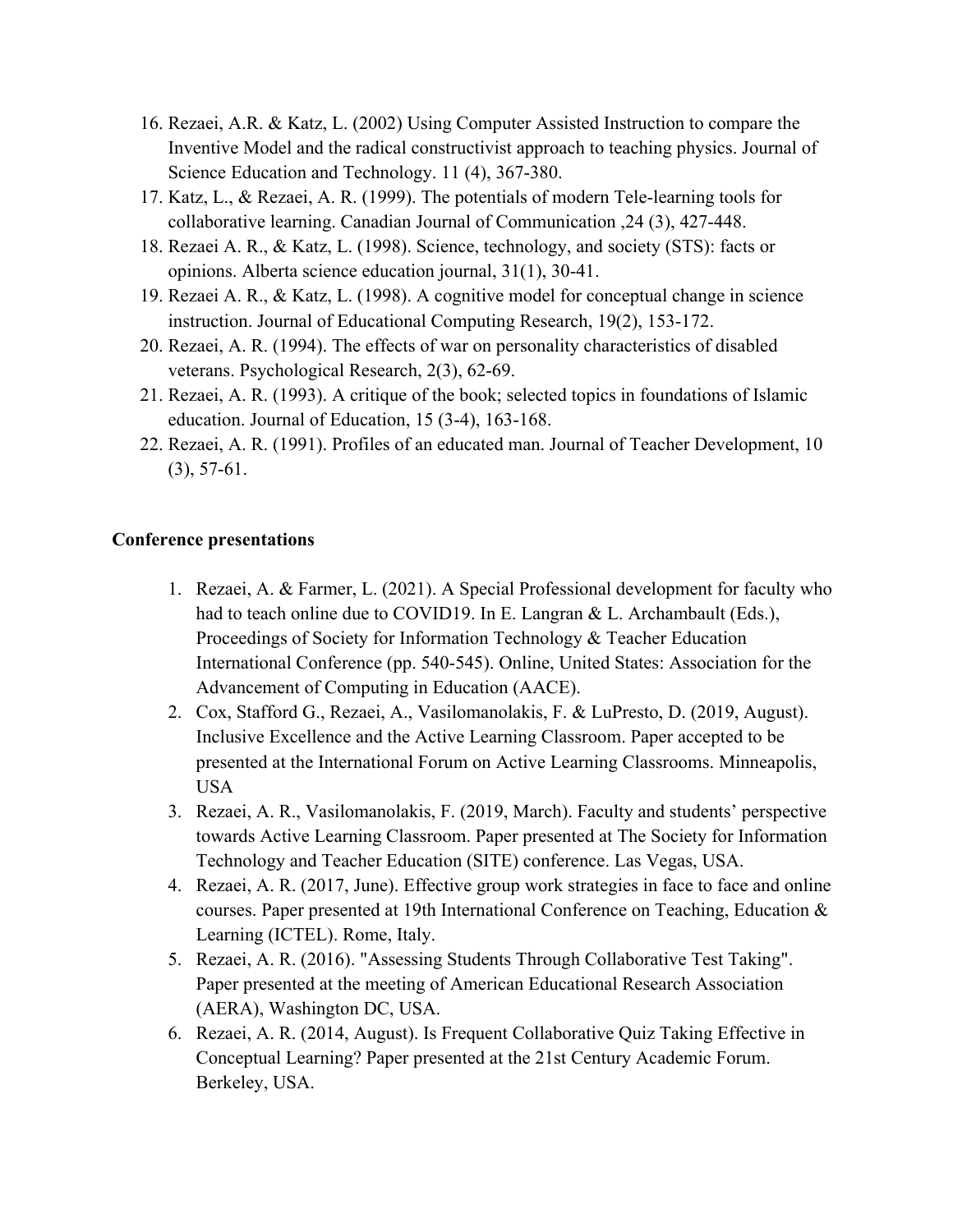16. Rezaei, A.R. & Katz, L. (2002) Using Computer Assisted Instruction to compare the Inventive Model and the radical constructivist approach to teaching physics. Journal of Science Education and Technology. 11 (4), 367-380.
17. Katz, L., & Rezaei, A. R. (1999). The potentials of modern Tele-learning tools for collaborative learning. Canadian Journal of Communication ,24 (3), 427-448.
18. Rezaei A. R., & Katz, L. (1998). Science, technology, and society (STS): facts or opinions. Alberta science education journal, 31(1), 30-41.
19. Rezaei A. R., & Katz, L. (1998). A cognitive model for conceptual change in science instruction. Journal of Educational Computing Research, 19(2), 153-172.
20. Rezaei, A. R. (1994). The effects of war on personality characteristics of disabled veterans. Psychological Research, 2(3), 62-69.
21. Rezaei, A. R. (1993). A critique of the book; selected topics in foundations of Islamic education. Journal of Education, 15 (3-4), 163-168.
22. Rezaei, A. R. (1991). Profiles of an educated man. Journal of Teacher Development, 10 (3), 57-61.

**Conference presentations**

1. Rezaei, A. & Farmer, L. (2021). A Special Professional development for faculty who had to teach online due to COVID19. In E. Langran & L. Archambault (Eds.), Proceedings of Society for Information Technology & Teacher Education International Conference (pp. 540-545). Online, United States: Association for the Advancement of Computing in Education (AACE).
2. Cox, Stafford G., Rezaei, A., Vasilomanolakis, F. & LuPresto, D. (2019, August). Inclusive Excellence and the Active Learning Classroom. Paper accepted to be presented at the International Forum on Active Learning Classrooms. Minneapolis, USA
3. Rezaei, A. R., Vasilomanolakis, F. (2019, March). Faculty and students' perspective towards Active Learning Classroom. Paper presented at The Society for Information Technology and Teacher Education (SITE) conference. Las Vegas, USA.
4. Rezaei, A. R. (2017, June). Effective group work strategies in face to face and online courses. Paper presented at 19th International Conference on Teaching, Education & Learning (ICTEL). Rome, Italy.
5. Rezaei, A. R. (2016). "Assessing Students Through Collaborative Test Taking". Paper presented at the meeting of American Educational Research Association (AERA), Washington DC, USA.
6. Rezaei, A. R. (2014, August). Is Frequent Collaborative Quiz Taking Effective in Conceptual Learning? Paper presented at the 21st Century Academic Forum. Berkeley, USA.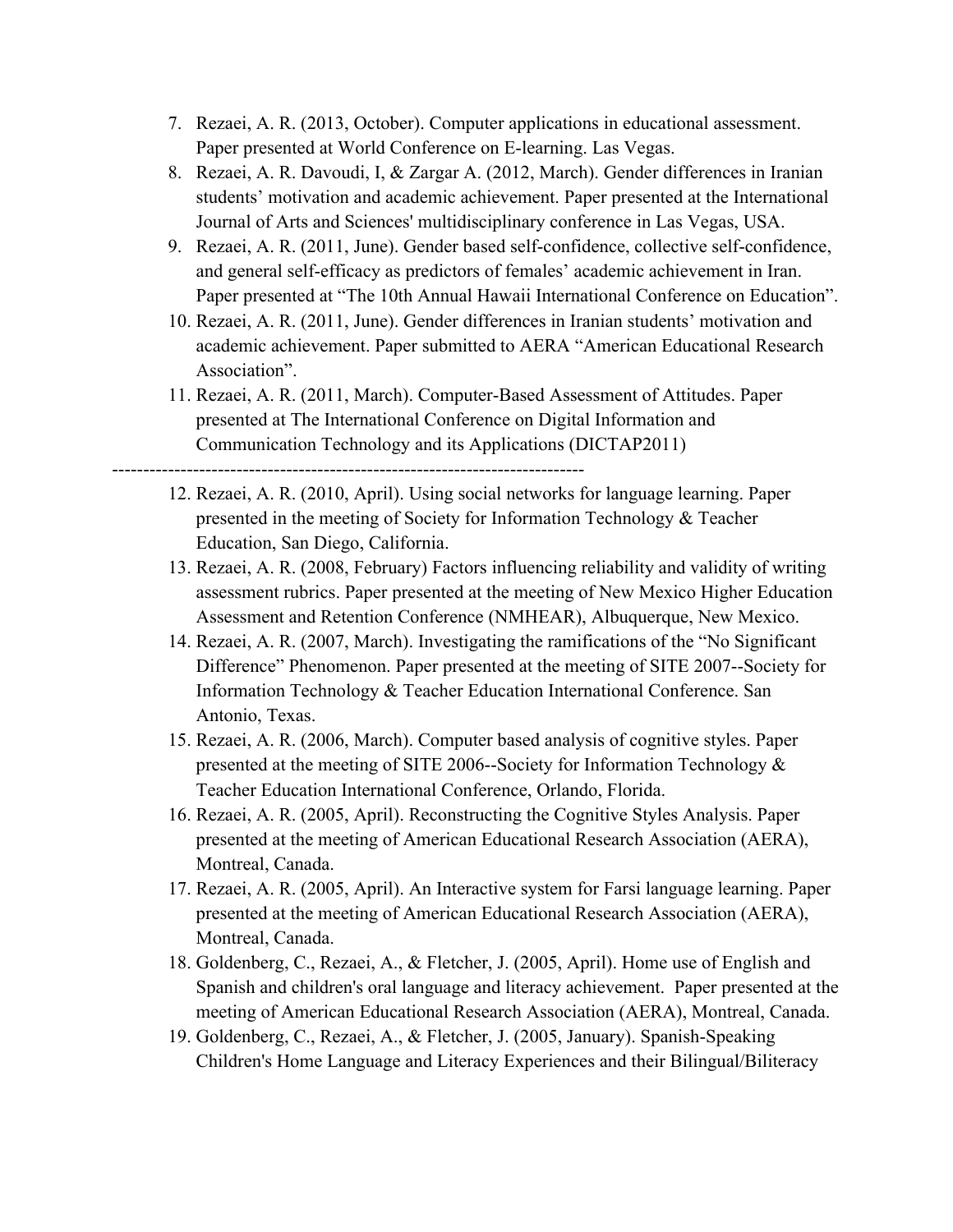7. Rezaei, A. R. (2013, October). Computer applications in educational assessment. Paper presented at World Conference on E-learning. Las Vegas.
8. Rezaei, A. R. Davoudi, I, & Zargar A. (2012, March). Gender differences in Iranian students' motivation and academic achievement. Paper presented at the International Journal of Arts and Sciences' multidisciplinary conference in Las Vegas, USA.
9. Rezaei, A. R. (2011, June). Gender based self-confidence, collective self-confidence, and general self-efficacy as predictors of females' academic achievement in Iran. Paper presented at "The 10th Annual Hawaii International Conference on Education".
10. Rezaei, A. R. (2011, June). Gender differences in Iranian students' motivation and academic achievement. Paper submitted to AERA "American Educational Research Association".
11. Rezaei, A. R. (2011, March). Computer-Based Assessment of Attitudes. Paper presented at The International Conference on Digital Information and Communication Technology and its Applications (DICTAP2011)

---------------------------------------------------------------------------

12. Rezaei, A. R. (2010, April). Using social networks for language learning. Paper presented in the meeting of Society for Information Technology & Teacher Education, San Diego, California.
13. Rezaei, A. R. (2008, February) Factors influencing reliability and validity of writing assessment rubrics. Paper presented at the meeting of New Mexico Higher Education Assessment and Retention Conference (NMHEAR), Albuquerque, New Mexico.
14. Rezaei, A. R. (2007, March). Investigating the ramifications of the "No Significant Difference" Phenomenon. Paper presented at the meeting of SITE 2007--Society for Information Technology & Teacher Education International Conference. San Antonio, Texas.
15. Rezaei, A. R. (2006, March). Computer based analysis of cognitive styles. Paper presented at the meeting of SITE 2006--Society for Information Technology & Teacher Education International Conference, Orlando, Florida.
16. Rezaei, A. R. (2005, April). Reconstructing the Cognitive Styles Analysis. Paper presented at the meeting of American Educational Research Association (AERA), Montreal, Canada.
17. Rezaei, A. R. (2005, April). An Interactive system for Farsi language learning. Paper presented at the meeting of American Educational Research Association (AERA), Montreal, Canada.
18. Goldenberg, C., Rezaei, A., & Fletcher, J. (2005, April). Home use of English and Spanish and children's oral language and literacy achievement. Paper presented at the meeting of American Educational Research Association (AERA), Montreal, Canada.
19. Goldenberg, C., Rezaei, A., & Fletcher, J. (2005, January). Spanish-Speaking Children's Home Language and Literacy Experiences and their Bilingual/Biliteracy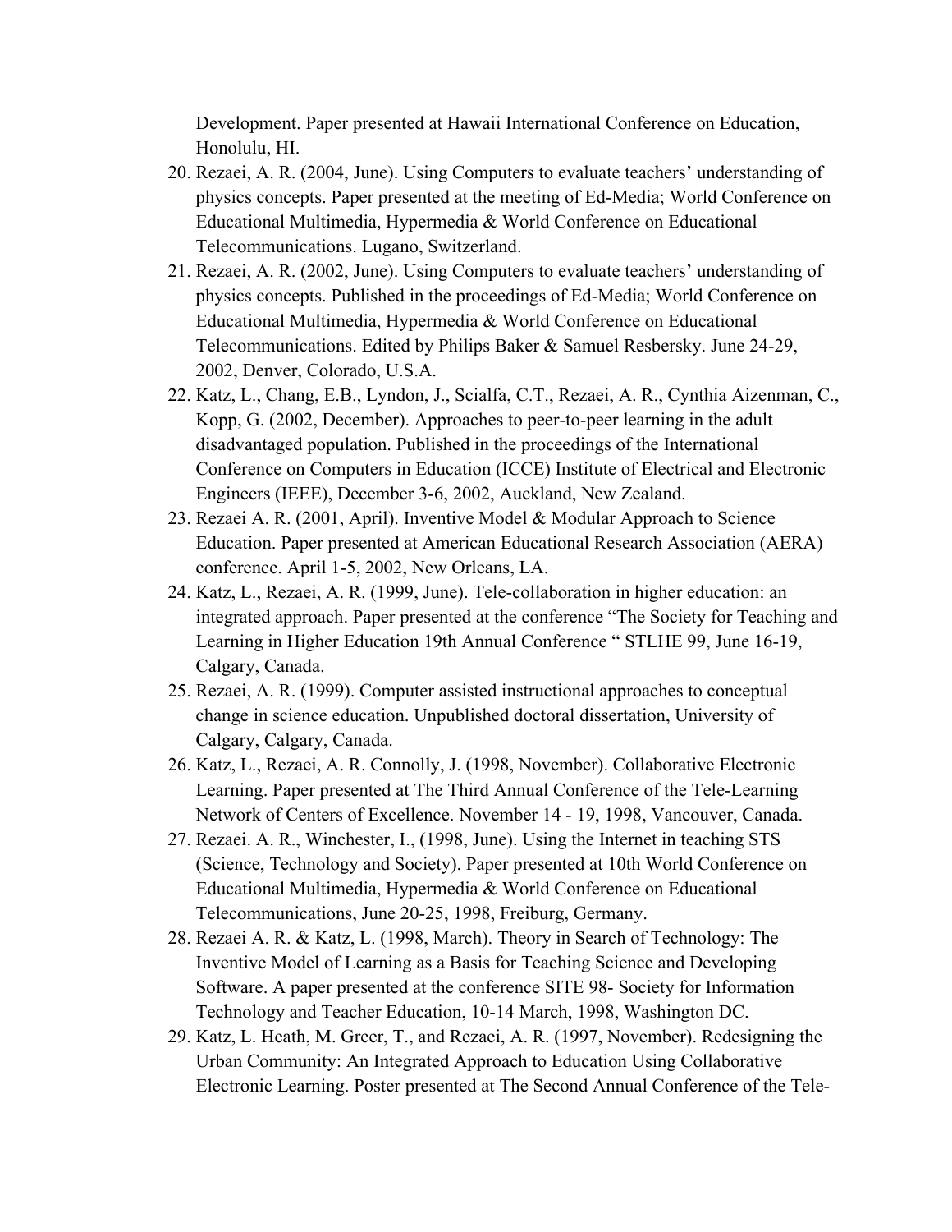Development. Paper presented at Hawaii International Conference on Education, Honolulu, HI.

20. Rezaei, A. R. (2004, June). Using Computers to evaluate teachers' understanding of physics concepts. Paper presented at the meeting of Ed-Media; World Conference on Educational Multimedia, Hypermedia & World Conference on Educational Telecommunications. Lugano, Switzerland.
21. Rezaei, A. R. (2002, June). Using Computers to evaluate teachers' understanding of physics concepts. Published in the proceedings of Ed-Media; World Conference on Educational Multimedia, Hypermedia & World Conference on Educational Telecommunications. Edited by Philips Baker & Samuel Resbersky. June 24-29, 2002, Denver, Colorado, U.S.A.
22. Katz, L., Chang, E.B., Lyndon, J., Scialfa, C.T., Rezaei, A. R., Cynthia Aizenman, C., Kopp, G. (2002, December). Approaches to peer-to-peer learning in the adult disadvantaged population. Published in the proceedings of the International Conference on Computers in Education (ICCE) Institute of Electrical and Electronic Engineers (IEEE), December 3-6, 2002, Auckland, New Zealand.
23. Rezaei A. R. (2001, April). Inventive Model & Modular Approach to Science Education. Paper presented at American Educational Research Association (AERA) conference. April 1-5, 2002, New Orleans, LA.
24. Katz, L., Rezaei, A. R. (1999, June). Tele-collaboration in higher education: an integrated approach. Paper presented at the conference "The Society for Teaching and Learning in Higher Education 19th Annual Conference " STLHE 99, June 16-19, Calgary, Canada.
25. Rezaei, A. R. (1999). Computer assisted instructional approaches to conceptual change in science education. Unpublished doctoral dissertation, University of Calgary, Calgary, Canada.
26. Katz, L., Rezaei, A. R. Connolly, J. (1998, November). Collaborative Electronic Learning. Paper presented at The Third Annual Conference of the Tele-Learning Network of Centers of Excellence. November 14 - 19, 1998, Vancouver, Canada.
27. Rezaei. A. R., Winchester, I., (1998, June). Using the Internet in teaching STS (Science, Technology and Society). Paper presented at 10th World Conference on Educational Multimedia, Hypermedia & World Conference on Educational Telecommunications, June 20-25, 1998, Freiburg, Germany.
28. Rezaei A. R. & Katz, L. (1998, March). Theory in Search of Technology: The Inventive Model of Learning as a Basis for Teaching Science and Developing Software. A paper presented at the conference SITE 98- Society for Information Technology and Teacher Education, 10-14 March, 1998, Washington DC.
29. Katz, L. Heath, M. Greer, T., and Rezaei, A. R. (1997, November). Redesigning the Urban Community: An Integrated Approach to Education Using Collaborative Electronic Learning. Poster presented at The Second Annual Conference of the Tele-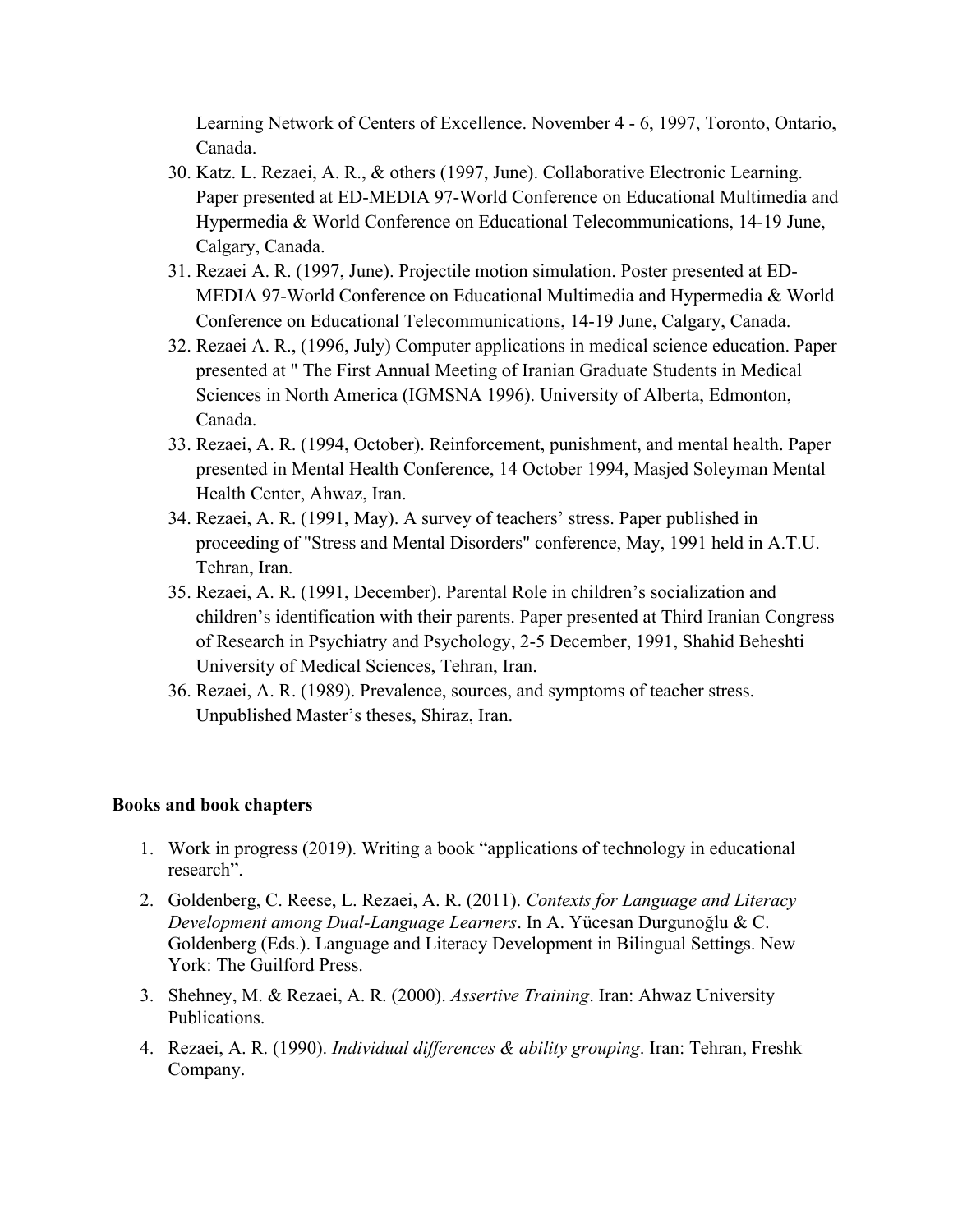Learning Network of Centers of Excellence. November 4 - 6, 1997, Toronto, Ontario, Canada.

30. Katz. L. Rezaei, A. R., & others (1997, June). Collaborative Electronic Learning. Paper presented at ED-MEDIA 97-World Conference on Educational Multimedia and Hypermedia & World Conference on Educational Telecommunications, 14-19 June, Calgary, Canada.
31. Rezaei A. R. (1997, June). Projectile motion simulation. Poster presented at ED-MEDIA 97-World Conference on Educational Multimedia and Hypermedia & World Conference on Educational Telecommunications, 14-19 June, Calgary, Canada.
32. Rezaei A. R., (1996, July) Computer applications in medical science education. Paper presented at " The First Annual Meeting of Iranian Graduate Students in Medical Sciences in North America (IGMSNA 1996). University of Alberta, Edmonton, Canada.
33. Rezaei, A. R. (1994, October). Reinforcement, punishment, and mental health. Paper presented in Mental Health Conference, 14 October 1994, Masjed Soleyman Mental Health Center, Ahwaz, Iran.
34. Rezaei, A. R. (1991, May). A survey of teachers' stress. Paper published in proceeding of "Stress and Mental Disorders" conference, May, 1991 held in A.T.U. Tehran, Iran.
35. Rezaei, A. R. (1991, December). Parental Role in children's socialization and children's identification with their parents. Paper presented at Third Iranian Congress of Research in Psychiatry and Psychology, 2-5 December, 1991, Shahid Beheshti University of Medical Sciences, Tehran, Iran.
36. Rezaei, A. R. (1989). Prevalence, sources, and symptoms of teacher stress. Unpublished Master's theses, Shiraz, Iran.

**Books and book chapters**

1. Work in progress (2019). Writing a book "applications of technology in educational research".
2. Goldenberg, C. Reese, L. Rezaei, A. R. (2011). *Contexts for Language and Literacy Development among Dual-Language Learners*. In A. Yücesan Durgunoğlu & C. Goldenberg (Eds.). Language and Literacy Development in Bilingual Settings. New York: The Guilford Press.
3. Shehney, M. & Rezaei, A. R. (2000). *Assertive Training*. Iran: Ahwaz University Publications.
4. Rezaei, A. R. (1990). *Individual differences & ability grouping*. Iran: Tehran, Freshk Company.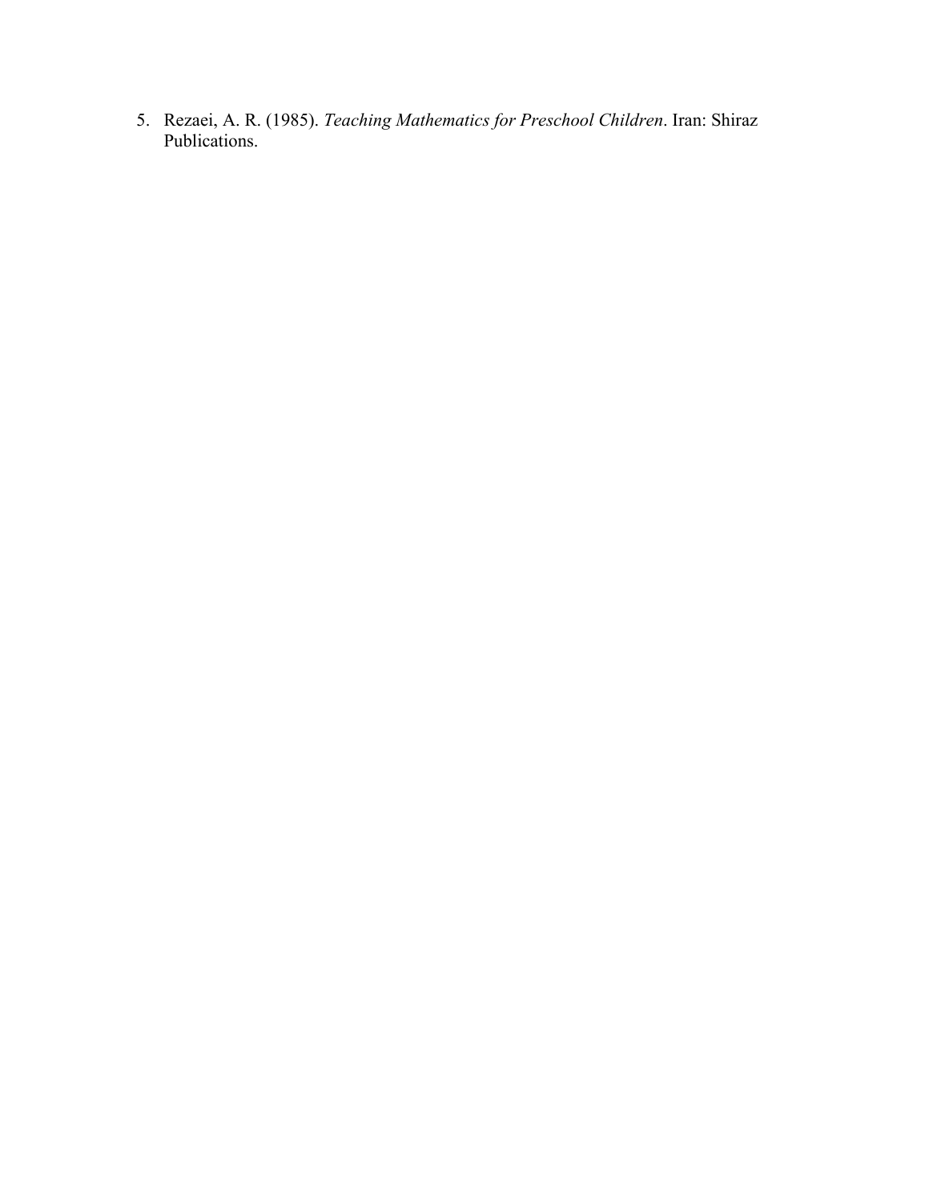5. Rezaei, A. R. (1985). *Teaching Mathematics for Preschool Children*. Iran: Shiraz Publications.